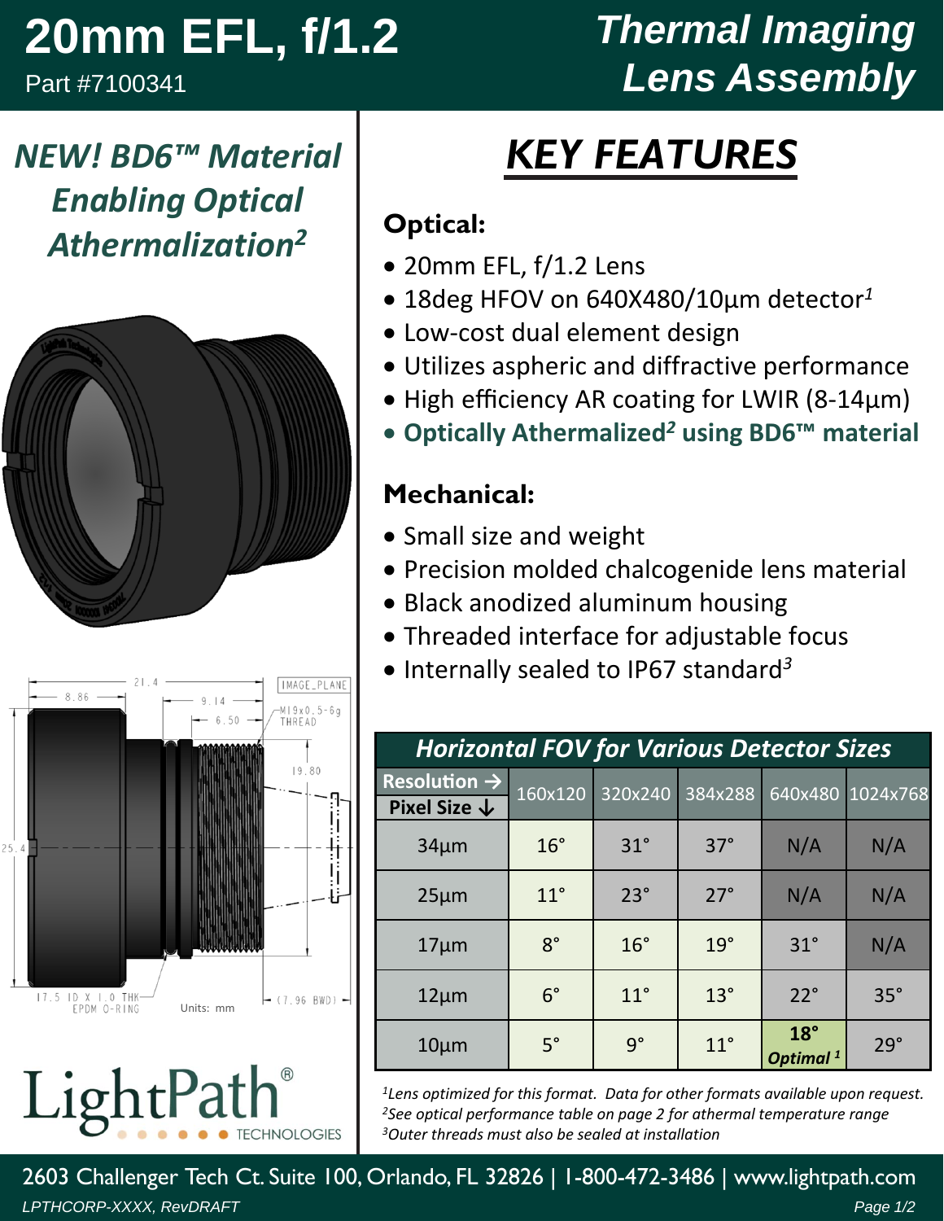# 20mm EFL, f/1.2

Part #7100341

# Thermal Imaging Lens Assembly

## *NEW! BD6™ Material Enabling Optical Athermalization[2]*

## KEY FEATURES

### Optical:

- 20mm EFL, f/1.2 Lens
- 18deg HFOV on 640X480/10µm detector[1]
- Low-cost dual element design
- Utilizes aspheric and diffractive performance
- High efficiency AR coating for LWIR (8-14µm)
- **Optically Athermalized[2] using BD6™ material**

### Mechanical:

- Small size and weight
- Precision molded chalcogenide lens material
- Black anodized aluminum housing
- Threaded interface for adjustable focus
- Internally sealed to IP67 standard[3]

21.4, 8.86, 9.14, 6.50, IMAGE_PLANE, M19x0.5-6g THREAD, 19.80, 25.4, 17.5 ID X 1.0 THK EPDM O-RING, (7.96 BWD), Units: mm

**Horizontal FOV for Various Detector Sizes**

| Resolution → / Pixel Size ↓ | 160x120 | 320x240 | 384x288 | 640x480 | 1024x768 |
|---|---|---|---|---|---|
| 34µm | 16° | 31° | 37° | N/A | N/A |
| 25µm | 11° | 23° | 27° | N/A | N/A |
| 17µm | 8° | 16° | 19° | 31° | N/A |
| 12µm | 6° | 11° | 13° | 22° | 35° |
| 10µm | 5° | 9° | 11° | **18°** *Optimal [1]* | 29° |

*[1]Lens optimized for this format. Data for other formats available upon request.*
*[2]See optical performance table on page 2 for athermal temperature range*
*[3]Outer threads must also be sealed at installation*

LightPath® TECHNOLOGIES

2603 Challenger Tech Ct. Suite 100, Orlando, FL 32826 | 1-800-472-3486 | www.lightpath.com

LPTHCORP-XXXX, RevDRAFT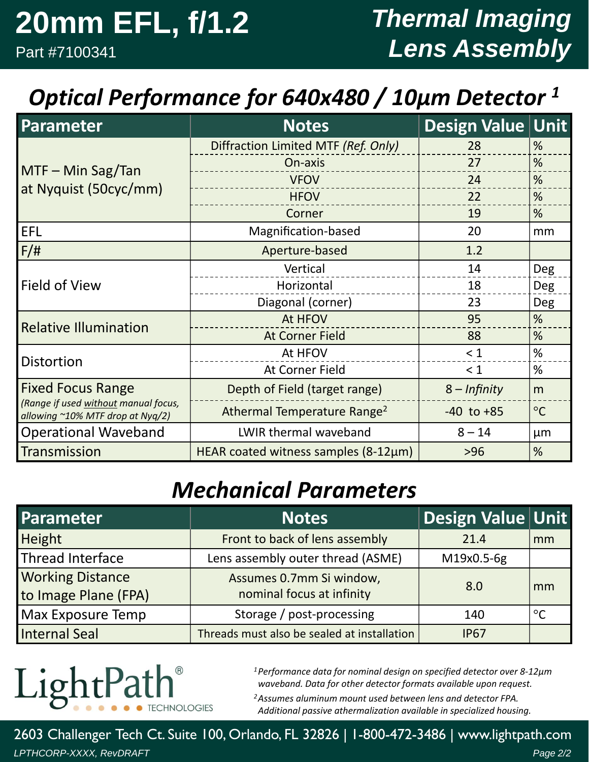# 20mm EFL, f/1.2

Part #7100341

# Thermal Imaging Lens Assembly

## *Optical Performance for 640x480 / 10µm Detector* [1]

| Parameter | Notes | Design Value | Unit |
|---|---|---|---|
| MTF – Min Sag/Tan at Nyquist (50cyc/mm) | Diffraction Limited MTF *(Ref. Only)* | 28 | % |
| | On-axis | 27 | % |
| | VFOV | 24 | % |
| | HFOV | 22 | % |
| | Corner | 19 | % |
| EFL | Magnification-based | 20 | mm |
| F/# | Aperture-based | 1.2 | |
| Field of View | Vertical | 14 | Deg |
| | Horizontal | 18 | Deg |
| | Diagonal (corner) | 23 | Deg |
| Relative Illumination | At HFOV | 95 | % |
| | At Corner Field | 88 | % |
| Distortion | At HFOV | < 1 | % |
| | At Corner Field | < 1 | % |
| Fixed Focus Range *(Range if used without manual focus, allowing ~10% MTF drop at Nyq/2)* | Depth of Field (target range) | 8 – *Infinity* | m |
| | Athermal Temperature Range[2] | -40 to +85 | °C |
| Operational Waveband | LWIR thermal waveband | 8 – 14 | µm |
| Transmission | HEAR coated witness samples (8-12µm) | >96 | % |

## *Mechanical Parameters*

| Parameter | Notes | Design Value | Unit |
|---|---|---|---|
| Height | Front to back of lens assembly | 21.4 | mm |
| Thread Interface | Lens assembly outer thread (ASME) | M19x0.5-6g | |
| Working Distance to Image Plane (FPA) | Assumes 0.7mm Si window, nominal focus at infinity | 8.0 | mm |
| Max Exposure Temp | Storage / post-processing | 140 | °C |
| Internal Seal | Threads must also be sealed at installation | IP67 | |

LightPath® TECHNOLOGIES

*[1] Performance data for nominal design on specified detector over 8-12µm waveband. Data for other detector formats available upon request.*

*[2] Assumes aluminum mount used between lens and detector FPA. Additional passive athermalization available in specialized housing.*

2603 Challenger Tech Ct. Suite 100, Orlando, FL 32826 | 1-800-472-3486 | www.lightpath.com

LPTHCORP-XXXX, RevDRAFT